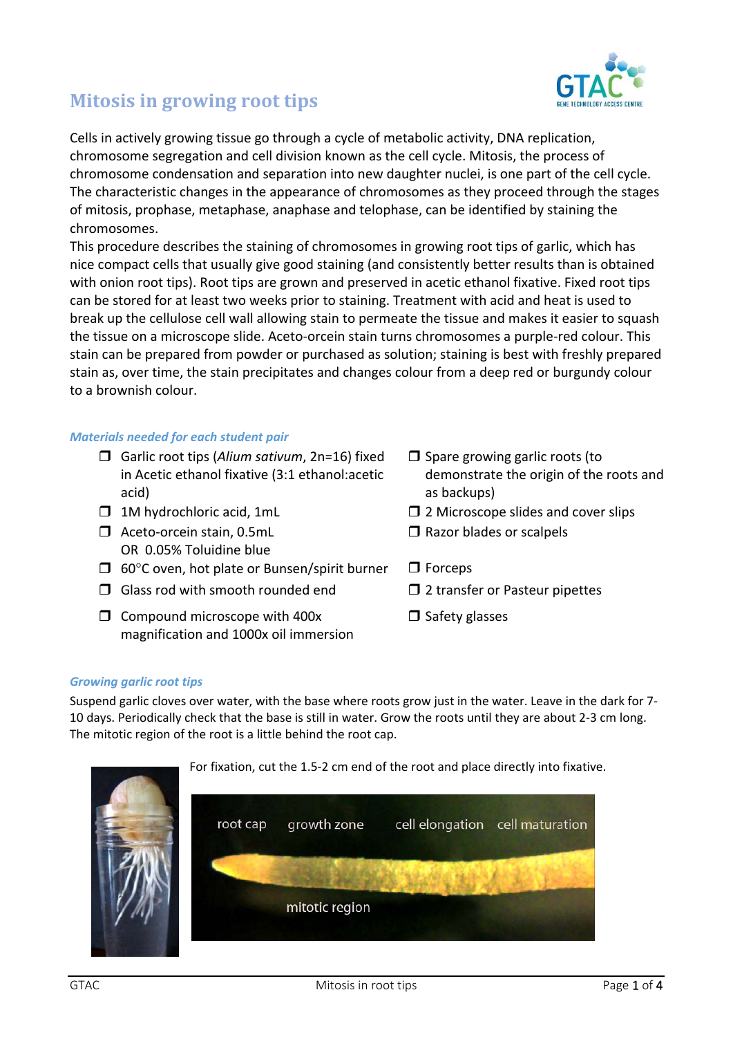# Mitosis in growing root tips

Cells in actively growing tissue go through a cycle of metabolic activity, DNA replication, chromosome segregation and cell division known as the cell cycle. Mitosis, the process of chromosome condensation and separation into new daughter nuclei, is one part of the cell cycle. The characteristic changes in the appearance of chromosomes as they proceed through the stages of mitosis, prophase, metaphase, anaphase and telophase, can be identified by staining the chromosomes.

This procedure describes the staining of chromosomes in growing root tips of garlic, which has nice compact cells that usually give good staining (and consistently better results than is obtained with onion root tips). Root tips are grown and preserved in acetic ethanol fixative. Fixed root tips can be stored for at least two weeks prior to staining. Treatment with acid and heat is used to break up the cellulose cell wall allowing stain to permeate the tissue and makes it easier to squash the tissue on a microscope slide. Aceto-orcein stain turns chromosomes a purple-red colour. This stain can be prepared from powder or purchased as solution; staining is best with freshly prepared stain as, over time, the stain precipitates and changes colour from a deep red or burgundy colour to a brownish colour.

### *Materials needed for each student pair*

- ❒ Garlic root tips (*Alium sativum*, 2n=16) fixed in Acetic ethanol fixative (3:1 ethanol:acetic acid)
- ❒ 1M hydrochloric acid, 1mL
- ❒ Aceto-orcein stain, 0.5mL OR 0.05% Toluidine blue
- ❒ 60°C oven, hot plate or Bunsen/spirit burner
- ❒ Glass rod with smooth rounded end
- ❒ Compound microscope with 400x magnification and 1000x oil immersion
- ❒ Spare growing garlic roots (to demonstrate the origin of the roots and as backups)
- ❒ 2 Microscope slides and cover slips
- ❒ Razor blades or scalpels
- ❒ Forceps
- ❒ 2 transfer or Pasteur pipettes
- ❒ Safety glasses

### *Growing garlic root tips*

Suspend garlic cloves over water, with the base where roots grow just in the water. Leave in the dark for 7-10 days. Periodically check that the base is still in water. Grow the roots until they are about 2-3 cm long. The mitotic region of the root is a little behind the root cap.

For fixation, cut the 1.5-2 cm end of the root and place directly into fixative.

root cap | growth zone | cell elongation | cell maturation

mitotic region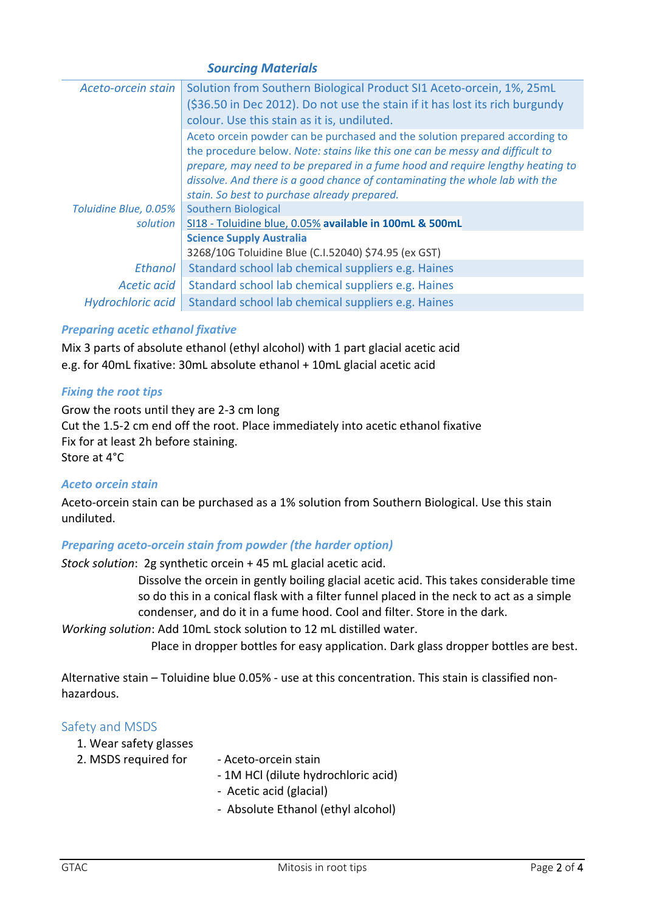### *Sourcing Materials*

| | |
|---|---|
| *Aceto-orcein stain* | Solution from Southern Biological Product SI1 Aceto-orcein, 1%, 25mL ($36.50 in Dec 2012). Do not use the stain if it has lost its rich burgundy colour. Use this stain as it is, undiluted. |
| | Aceto orcein powder can be purchased and the solution prepared according to the procedure below. *Note: stains like this one can be messy and difficult to prepare, may need to be prepared in a fume hood and require lengthy heating to dissolve. And there is a good chance of contaminating the whole lab with the stain. So best to purchase already prepared.* |
| *Toluidine Blue, 0.05% solution* | Southern Biological<br>SI18 - Toluidine blue, 0.05% **available in 100mL & 500mL** |
| | **Science Supply Australia**<br>3268/10G Toluidine Blue (C.I.52040) $74.95 (ex GST) |
| *Ethanol* | Standard school lab chemical suppliers e.g. Haines |
| *Acetic acid* | Standard school lab chemical suppliers e.g. Haines |
| *Hydrochloric acid* | Standard school lab chemical suppliers e.g. Haines |

#### *Preparing acetic ethanol fixative*

Mix 3 parts of absolute ethanol (ethyl alcohol) with 1 part glacial acetic acid
e.g. for 40mL fixative: 30mL absolute ethanol + 10mL glacial acetic acid

#### *Fixing the root tips*

Grow the roots until they are 2-3 cm long
Cut the 1.5-2 cm end off the root. Place immediately into acetic ethanol fixative
Fix for at least 2h before staining.
Store at 4°C

#### *Aceto orcein stain*

Aceto-orcein stain can be purchased as a 1% solution from Southern Biological. Use this stain undiluted.

#### *Preparing aceto-orcein stain from powder (the harder option)*

*Stock solution*: 2g synthetic orcein + 45 mL glacial acetic acid.
Dissolve the orcein in gently boiling glacial acetic acid. This takes considerable time so do this in a conical flask with a filter funnel placed in the neck to act as a simple condenser, and do it in a fume hood. Cool and filter. Store in the dark.

*Working solution*: Add 10mL stock solution to 12 mL distilled water.
Place in dropper bottles for easy application. Dark glass dropper bottles are best.

Alternative stain – Toluidine blue 0.05% - use at this concentration. This stain is classified non-hazardous.

### Safety and MSDS

1. Wear safety glasses
2. MSDS required for
   - Aceto-orcein stain
   - 1M HCl (dilute hydrochloric acid)
   - Acetic acid (glacial)
   - Absolute Ethanol (ethyl alcohol)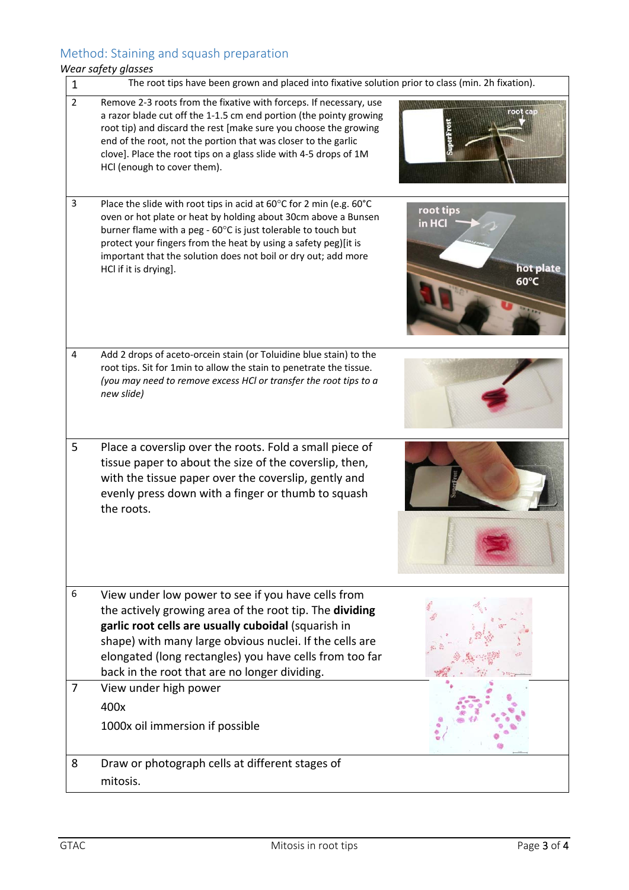## Method: Staining and squash preparation

*Wear safety glasses*

| | |
|---|---|
| 1 | The root tips have been grown and placed into fixative solution prior to class (min. 2h fixation). |
| 2 | Remove 2-3 roots from the fixative with forceps. If necessary, use a razor blade cut off the 1-1.5 cm end portion (the pointy growing root tip) and discard the rest [make sure you choose the growing end of the root, not the portion that was closer to the garlic clove]. Place the root tips on a glass slide with 4-5 drops of 1M HCl (enough to cover them). |
| 3 | Place the slide with root tips in acid at 60°C for 2 min (e.g. 60°C oven or hot plate or heat by holding about 30cm above a Bunsen burner flame with a peg - 60°C is just tolerable to touch but protect your fingers from the heat by using a safety peg)[it is important that the solution does not boil or dry out; add more HCl if it is drying]. |
| 4 | Add 2 drops of aceto-orcein stain (or Toluidine blue stain) to the root tips. Sit for 1min to allow the stain to penetrate the tissue. *(you may need to remove excess HCl or transfer the root tips to a new slide)* |
| 5 | Place a coverslip over the roots. Fold a small piece of tissue paper to about the size of the coverslip, then, with the tissue paper over the coverslip, gently and evenly press down with a finger or thumb to squash the roots. |
| 6 | View under low power to see if you have cells from the actively growing area of the root tip. The **dividing garlic root cells are usually cuboidal** (squarish in shape) with many large obvious nuclei. If the cells are elongated (long rectangles) you have cells from too far back in the root that are no longer dividing. |
| 7 | View under high power<br>400x<br>1000x oil immersion if possible |
| 8 | Draw or photograph cells at different stages of mitosis. |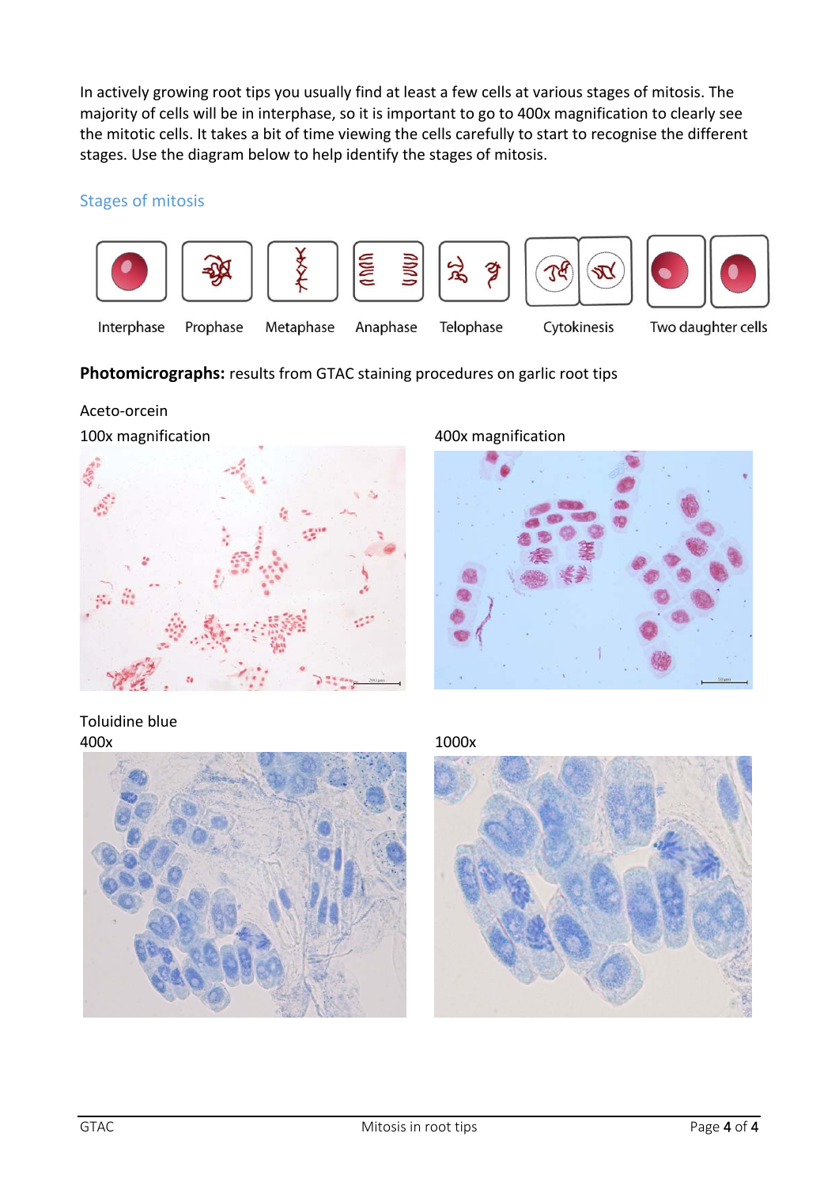In actively growing root tips you usually find at least a few cells at various stages of mitosis. The majority of cells will be in interphase, so it is important to go to 400x magnification to clearly see the mitotic cells. It takes a bit of time viewing the cells carefully to start to recognise the different stages. Use the diagram below to help identify the stages of mitosis.

## Stages of mitosis

Interphase
Prophase
Metaphase
Anaphase
Telophase
Cytokinesis
Two daughter cells

**Photomicrographs:** results from GTAC staining procedures on garlic root tips

Aceto-orcein

100x magnification

400x magnification

Toluidine blue

400x

1000x